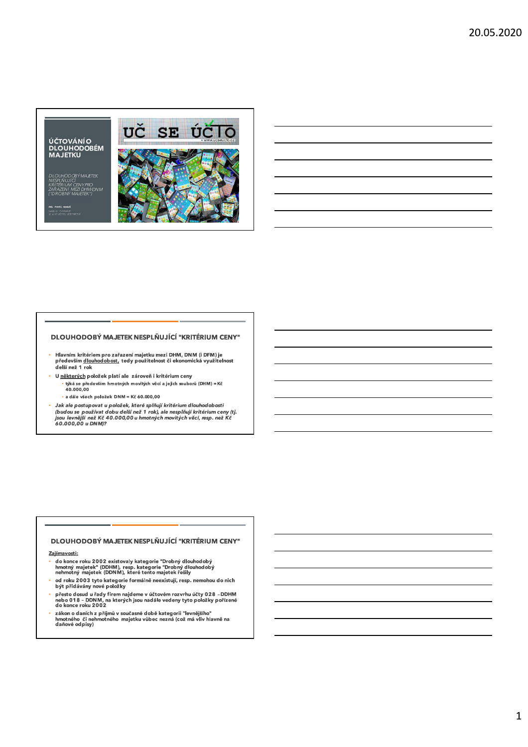# ÚČTOVÁNÍ O DLOUHODOBÉM MAJETKU

*DLOUHODOBÝ MAJETEK NESPLŇUJÍCÍ KRITÉRIUM CENY PRO ZAŘAZENÍ MEZI DHM/DNM ("DROBNÝ MAJETEK")*

ING. PAVEL HANUŠ

UČ SE ÚČTO

www.ucseucto.cz

## DLOUHODOBÝ MAJETEK NESPLŇUJÍCÍ "KRITÉRIUM CENY"

- Hlavním kritériem pro zařazení majetku mezi DHM, DNM (i DFM) je především dlouhodobost, tedy použitelnost či ekonomická využitelnost delší než 1 rok
- U některých položek platí ale zároveň i kritérium ceny
  - týká se především hmotných movitých věcí a jejich souborů (DHM) = Kč 40.000,00
  - a dále všech položek DNM = Kč 60.000,00
- *Jak ale postupovat u položek, které splňují kritérium dlouhodobosti (budou se používat dobu delší než 1 rok), ale nesplňují kritérium ceny (tj. jsou levnější než Kč 40.000,00 u hmotných movitých věcí, resp. než Kč 60.000,00 u DNM)?*

## DLOUHODOBÝ MAJETEK NESPLŇUJÍCÍ "KRITÉRIUM CENY"

Zajímavosti:

- do konce roku 2002 existovaly kategorie "Drobný dlouhodobý hmotný majetek" (DDHM), resp. kategorie "Drobný dlouhodobý nehmotný majetek (DDNM), které tento majetek řešily
- od roku 2003 tyto kategorie formálně neexistují, resp. nemohou do nich být přidávány nové položky
- přesto dosud u řady firem najdeme v účtovém rozvrhu účty 028 – DDHM nebo 018 – DDNM, na kterých jsou nadále vedeny tyto položky pořízené do konce roku 2002
- zákon o daních z příjmů v současné době kategorii "levnějšího" hmotného či nehmotného majetku vůbec nezná (což má vliv hlavně na daňové odpisy)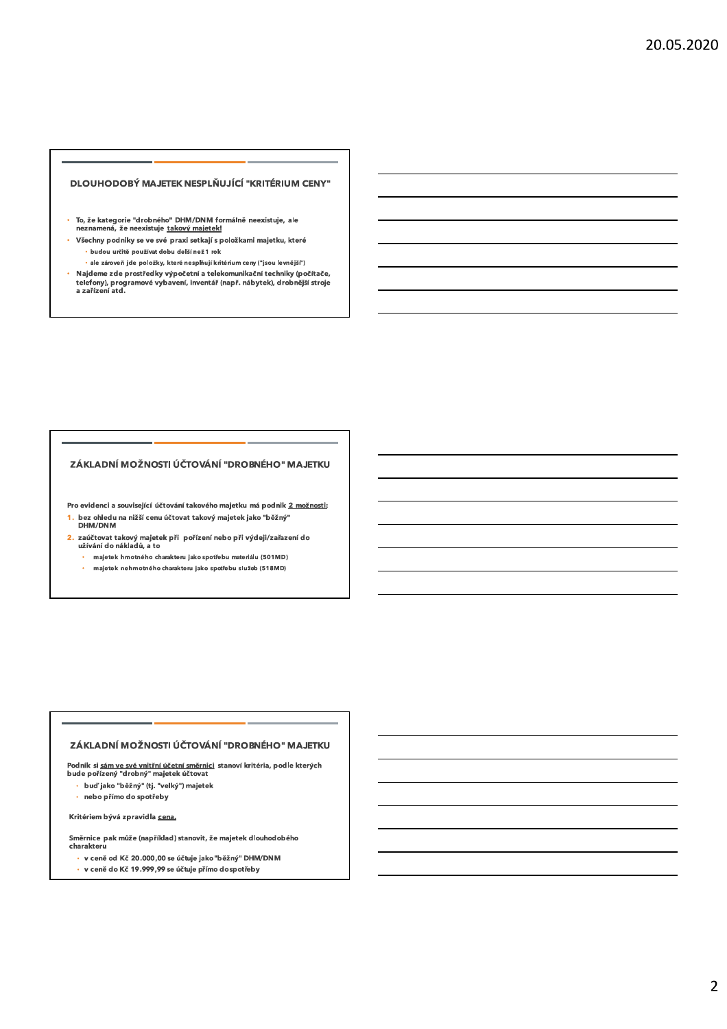## DLOUHODOBÝ MAJETEK NESPLŇUJÍCÍ "KRITÉRIUM CENY"

- To, že kategorie "drobného" DHM/DNM formálně neexistuje, ale neznamená, že neexistuje takový majetek!
- Všechny podniky se ve své praxi setkají s položkami majetku, které
  - budou určitě používat dobu delší než 1 rok
  - ale zároveň jde položky, které nesplňují kritérium ceny ("jsou levnější")
- Najdeme zde prostředky výpočetní a telekomunikační techniky (počítače, telefony), programové vybavení, inventář (např. nábytek), drobnější stroje a zařízení atd.

## ZÁKLADNÍ MOŽNOSTI ÚČTOVÁNÍ "DROBNÉHO" MAJETKU

Pro evidenci a související účtování takového majetku má podnik 2 možnosti:

1. bez ohledu na nižší cenu účtovat takový majetek jako "běžný" DHM/DNM
2. zaúčtovat takový majetek při pořízení nebo při výdeji/zařazení do užívání do nákladů, a to
   - majetek hmotného charakteru jako spotřebu materiálu (501MD)
   - majetek nehmotného charakteru jako spotřebu služeb (518MD)

## ZÁKLADNÍ MOŽNOSTI ÚČTOVÁNÍ "DROBNÉHO" MAJETKU

Podnik si sám ve své vnitřní účetní směrnici stanoví kritéria, podle kterých bude pořízený "drobný" majetek účtovat

- buď jako "běžný" (tj. "velký") majetek
- nebo přímo do spotřeby

Kritériem bývá zpravidla cena.

Směrnice pak může (například) stanovit, že majetek dlouhodobého charakteru

- v ceně od Kč 20.000,00 se účtuje jako "běžný" DHM/DNM
- v ceně do Kč 19.999,99 se účtuje přímo do spotřeby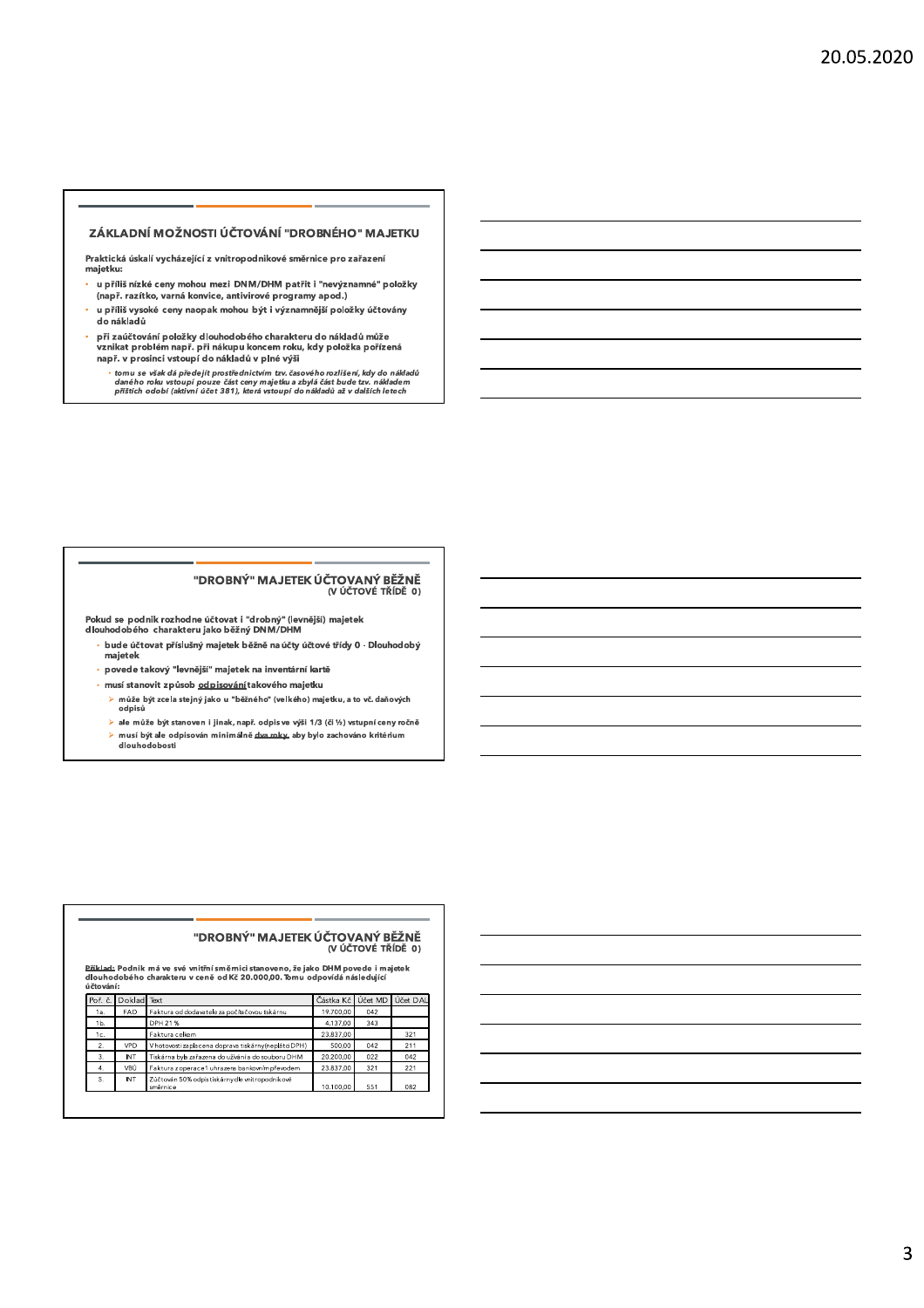## ZÁKLADNÍ MOŽNOSTI ÚČTOVÁNÍ "DROBNÉHO" MAJETKU

**Praktická úskalí vycházející z vnitropodnikové směrnice pro zařazení majetku:**

- **u příliš nízké ceny mohou mezi DNM/DHM patřit i "nevýznamné" položky (např. razítko, varná konvice, antivirové programy apod.)**
- **u příliš vysoké ceny naopak mohou být i významnější položky účtovány do nákladů**
- **při zaúčtování položky dlouhodobého charakteru do nákladů může vznikat problém např. při nákupu koncem roku, kdy položka pořízená např. v prosinci vstoupí do nákladů v plné výši**
  - ***tomu se však dá předejít prostřednictvím tzv. časového rozlišení, kdy do nákladů daného roku vstoupí pouze část ceny majetku a zbylá část bude tzv. nákladem příštích období (aktivní účet 381), která vstoupí do nákladů až v dalších letech***

## "DROBNÝ" MAJETEK ÚČTOVANÝ BĚŽNĚ (V ÚČTOVÉ TŘÍDĚ 0)

**Pokud se podnik rozhodne účtovat i "drobný" (levnější) majetek dlouhodobého charakteru jako běžný DNM/DHM**

- **bude účtovat příslušný majetek běžně na účty účtové třídy 0 - Dlouhodobý majetek**
- **povede takový "levnější" majetek na inventární kartě**
- **musí stanovit způsob <u>odpisování</u> takového majetku**
  - **může být zcela stejný jako u "běžného" (velkého) majetku, a to vč. daňových odpisů**
  - **ale může být stanoven i jinak, např. odpis ve výši 1/3 (či ½) vstupní ceny ročně**
  - **musí být ale odpisován minimálně <u>dva roky</u>, aby bylo zachováno kritérium dlouhodobosti**

## "DROBNÝ" MAJETEK ÚČTOVANÝ BĚŽNĚ (V ÚČTOVÉ TŘÍDĚ 0)

**<u>Příklad</u>: Podnik má ve své vnitřní směrnici stanoveno, že jako DHM povede i majetek dlouhodobého charakteru v ceně od Kč 20.000,00. Tomu odpovídá následující účtování:**

| Poř. č. | Doklad | Text | Částka Kč | Účet MD | Účet DAL |
|---|---|---|---|---|---|
| 1a. | FAD | Faktura od dodavatele za počítačovou tiskárnu | 19.700,00 | 042 | |
| 1b. | | DPH 21 % | 4.137,00 | 343 | |
| 1c. | | Faktura celkem | 23.837,00 | | 321 |
| 2. | VPD | V hotovosti zaplacena doprava tiskárny (neplátce DPH) | 500,00 | 042 | 211 |
| 3. | INT | Tiskárna byla zařazena do užívání do souboru DHM | 20.200,00 | 022 | 042 |
| 4. | VBÚ | Faktura z operace 1 uhrazena bankovním převodem | 23.837,00 | 321 | 221 |
| 5. | INT | Zúčtován 50% odpis tiskárny dle vnitropodnikové směrnice | 10.100,00 | 551 | 082 |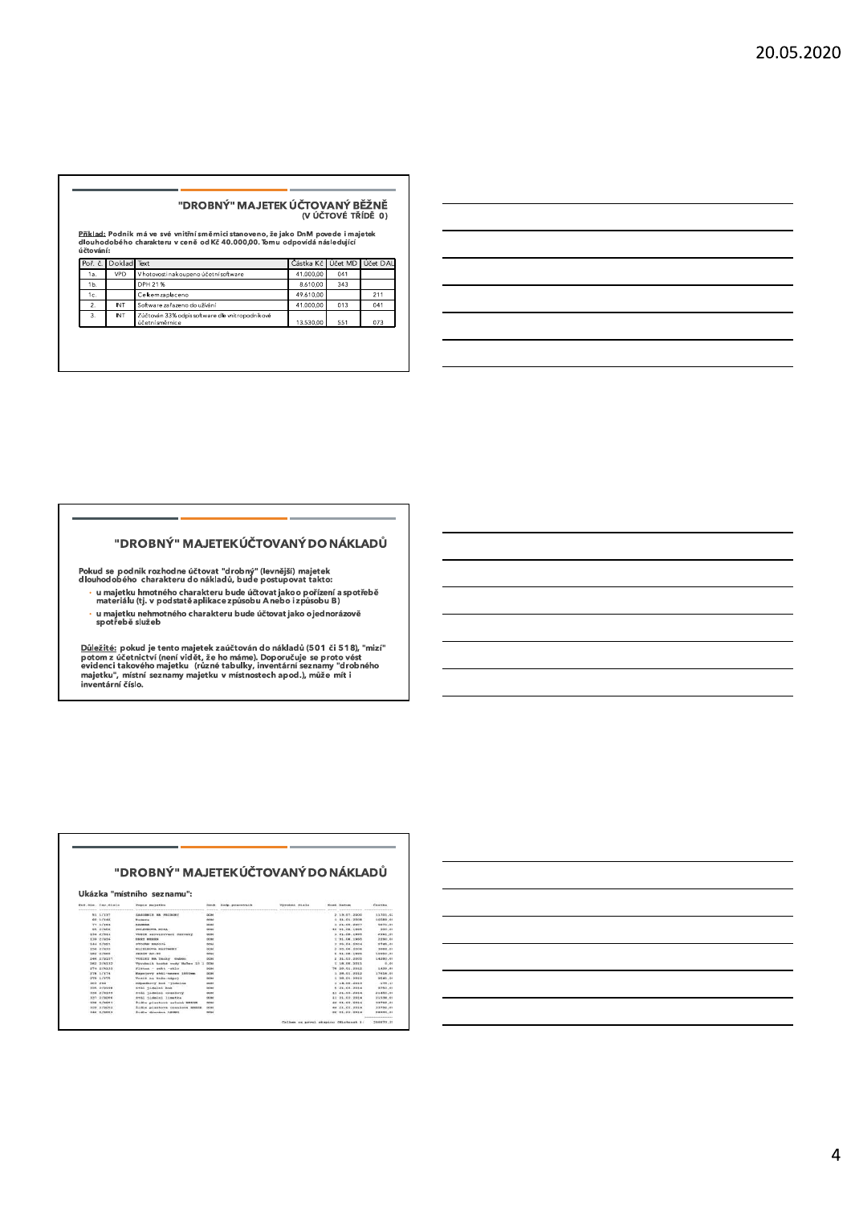## "DROBNÝ" MAJETEK ÚČTOVANÝ BĚŽNĚ (V ÚČTOVÉ TŘÍDĚ 0)

**Příklad: Podnik má ve své vnitřní směrnici stanoveno, že jako DnM povede i majetek dlouhodobého charakteru v ceně od Kč 40.000,00. Tomu odpovídá následující účtování:**

| Poř. č. | Doklad | Text | Částka Kč | Účet MD | Účet DAL |
|---|---|---|---|---|---|
| 1a. | VPD | V hotovosti nakoupeno účetní software | 41.000,00 | 041 | |
| 1b. | | DPH 21 % | 8.610,00 | 343 | |
| 1c. | | Celkem zaplaceno | 49.610,00 | | 211 |
| 2. | INT | Software zařazeno do užívání | 41.000,00 | 013 | 041 |
| 3. | INT | Zúčtován 33% odpis software dle vnitropodnikové účetní směrnice | 13.530,00 | 551 | 073 |

## "DROBNÝ" MAJETEK ÚČTOVANÝ DO NÁKLADŮ

**Pokud se podnik rozhodne účtovat "drobný" (levnější) majetek dlouhodobého charakteru do nákladů, bude postupovat takto:**

- **u majetku hmotného charakteru bude účtovat jako pořízení a spotřebě materiálu (tj. v podstatě aplikace způsobu A nebo i způsobu B)**
- **u majetku nehmotného charakteru bude účtovat jako o jednorázově spotřebě služeb**

**Důležité: pokud je tento majetek zaúčtován do nákladů (501 či 518), "mizí" potom z účetnictví (není vidět, že ho máme). Doporučuje se proto vést evidenci takového majetku (různé tabulky, inventární seznamy "drobného majetku", místní seznamy majetku v místnostech apod.), může mít i inventární číslo.**

## "DROBNÝ" MAJETEK ÚČTOVANÝ DO NÁKLADŮ

**Ukázka "místního seznamu":**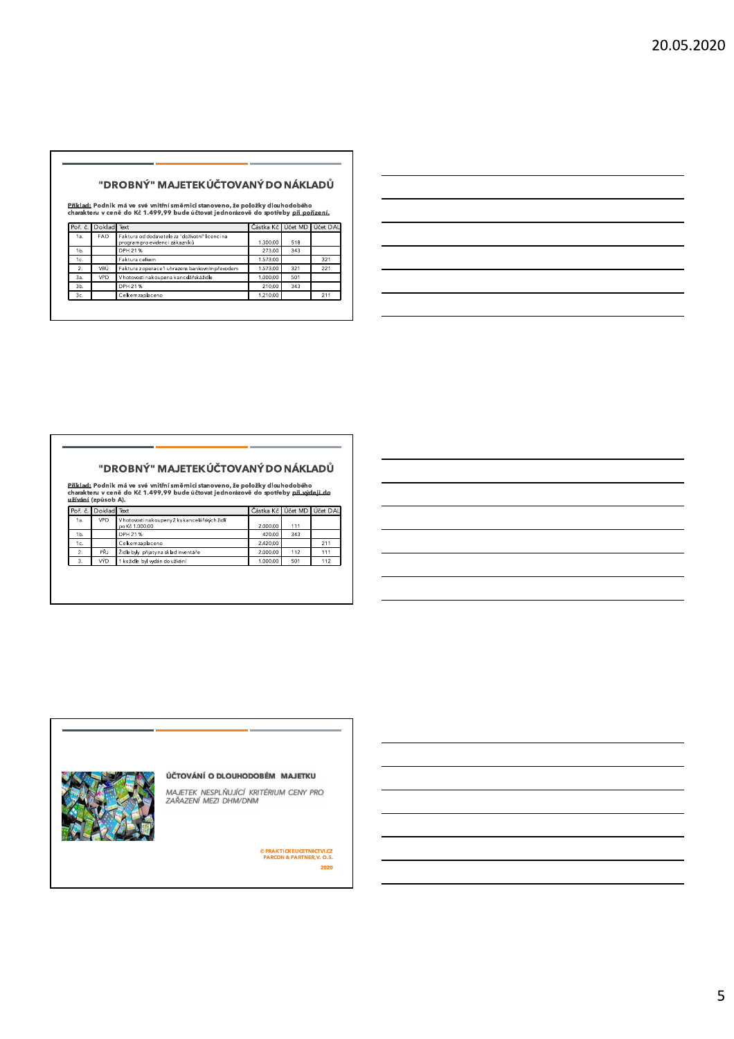## "DROBNÝ" MAJETEK ÚČTOVANÝ DO NÁKLADŮ

**Příklad: Podnik má ve své vnitřní směrnici stanoveno, že položky dlouhodobého charakteru v ceně do Kč 1.499,99 bude účtovat jednorázově do spotřeby při pořízení.**

| Poř. č. | Doklad | Text | Částka Kč | Účet MD | Účet DAL |
|---|---|---|---|---|---|
| 1a. | FAD | Faktura od dodavatele za "doživotní" licenci na program pro evidenci zákazníků | 1.300,00 | 518 | |
| 1b. | | DPH 21 % | 273,00 | 343 | |
| 1c. | | Faktura celkem | 1.573,00 | | 321 |
| 2. | VBÚ | Faktura z operace 1 uhrazena bankovním převodem | 1.573,00 | 321 | 221 |
| 3a. | VPD | V hotovosti nakoupena kancelářská židle | 1.000,00 | 501 | |
| 3b. | | DPH 21 % | 210,00 | 343 | |
| 3c. | | Celkem zaplaceno | 1.210,00 | | 211 |

## "DROBNÝ" MAJETEK ÚČTOVANÝ DO NÁKLADŮ

**Příklad: Podnik má ve své vnitřní směrnici stanoveno, že položky dlouhodobého charakteru v ceně do Kč 1.499,99 bude účtovat jednorázově do spotřeby při výdeji do užívání (způsob A).**

| Poř. č. | Doklad | Text | Částka Kč | Účet MD | Účet DAL |
|---|---|---|---|---|---|
| 1a. | VPD | V hotovosti nakoupeny 2 ks kancelářských židlí po Kč 1.000,00 | 2.000,00 | 111 | |
| 1b. | | DPH 21 % | 420,00 | 343 | |
| 1c. | | Celkem zaplaceno | 2.420,00 | | 211 |
| 2. | PŘÚ | Židle byly přijaty na sklad inventáře | 2.000,00 | 112 | 111 |
| 3. | VÝD | 1 ks židle byl vydán do užívání | 1.000,00 | 501 | 112 |

## ÚČTOVÁNÍ O DLOUHODOBÉM MAJETKU

*MAJETEK NESPLŇUJÍCÍ KRITÉRIUM CENY PRO ZAŘAZENÍ MEZI DHM/DNM*

© PRAKTICKEUCETNICTVI.CZ
PARCON & PARTNER, V. O. S.
2020